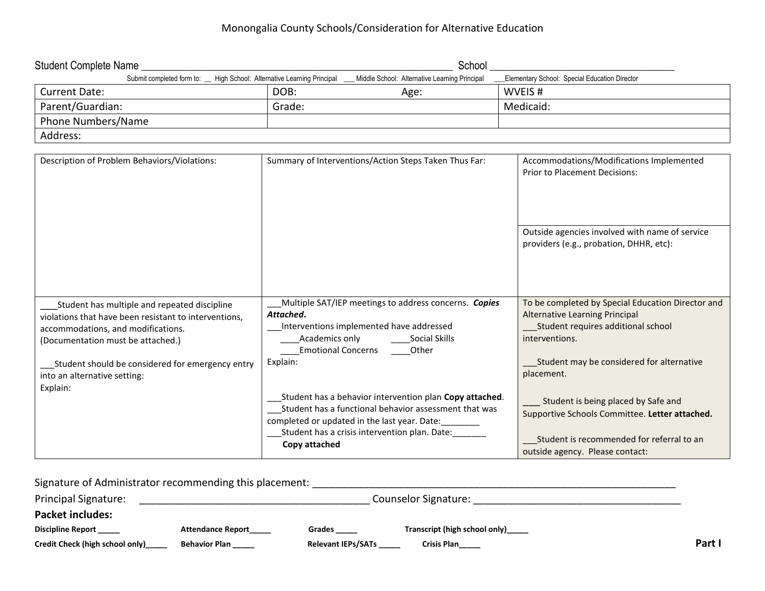# Monongalia County Schools/Consideration for Alternative Education

Student Complete Name ____________________________________________________________ School __________________________________

Submit completed form to: __ High School: Alternative Learning Principal ___ Middle School: Alternative Learning Principal ___Elementary School: Special Education Director

| Current Date: | DOB: Age: | WVEIS # |
|---|---|---|
| Parent/Guardian: | Grade: | Medicaid: |
| Phone Numbers/Name | | |
| Address: | | |

| Description of Problem Behaviors/Violations: | Summary of Interventions/Action Steps Taken Thus Far: | Accommodations/Modifications Implemented Prior to Placement Decisions:<br><br>Outside agencies involved with name of service providers (e.g., probation, DHHR, etc): |
|---|---|---|
| ___Student has multiple and repeated discipline violations that have been resistant to interventions, accommodations, and modifications. (Documentation must be attached.)<br><br>___Student should be considered for emergency entry into an alternative setting:<br>Explain: | ___Multiple SAT/IEP meetings to address concerns. ***Copies Attached.***<br>___Interventions implemented have addressed<br>____Academics only ____Social Skills<br>____Emotional Concerns ____Other<br>Explain:<br><br>___Student has a behavior intervention plan **Copy attached**.<br>___Student has a functional behavior assessment that was completed or updated in the last year. Date:________<br>___Student has a crisis intervention plan. Date:_______<br>**Copy attached** | To be completed by Special Education Director and Alternative Learning Principal<br>___Student requires additional school interventions.<br><br>___Student may be considered for alternative placement.<br><br>____ Student is being placed by Safe and Supportive Schools Committee. **Letter attached.**<br><br>___Student is recommended for referral to an outside agency. Please contact: |

Signature of Administrator recommending this placement: ____________________________________________________________

Principal Signature: ________________________________________ Counselor Signature: ____________________________________

**Packet includes:**

**Discipline Report _____** **Attendance Report_____** **Grades _____** **Transcript (high school only)_____**

**Credit Check (high school only)_____** **Behavior Plan _____** **Relevant IEPs/SATs _____** **Crisis Plan_____**

**Part I**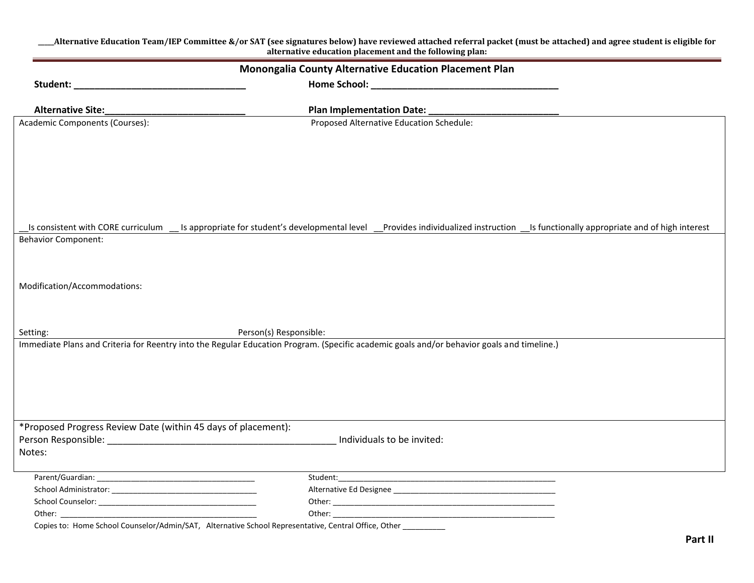**____Alternative Education Team/IEP Committee &/or SAT (see signatures below) have reviewed attached referral packet (must be attached) and agree student is eligible for alternative education placement and the following plan:**

## Monongalia County Alternative Education Placement Plan

**Student: ________________________________** **Home School: ____________________________________**

**Alternative Site:___________________________** **Plan Implementation Date: _________________________**

Academic Components (Courses):

Proposed Alternative Education Schedule:

__Is consistent with CORE curriculum __ Is appropriate for student's developmental level __Provides individualized instruction __Is functionally appropriate and of high interest

Behavior Component:

Modification/Accommodations:

Setting:

Person(s) Responsible:

Immediate Plans and Criteria for Reentry into the Regular Education Program. (Specific academic goals and/or behavior goals and timeline.)

*Proposed Progress Review Date (within 45 days of placement):

Person Responsible: ____________________________________________ Individuals to be invited:

Notes:

Parent/Guardian: ____________________________________

Student:____________________________________________________

School Administrator: ___________________________________

Alternative Ed Designee ______________________________________

School Counselor: ______________________________________

Other: ____________________________________________________

Other: ______________________________________________

Other: ____________________________________________________

Copies to: Home School Counselor/Admin/SAT, Alternative School Representative, Central Office, Other __________

**Part II**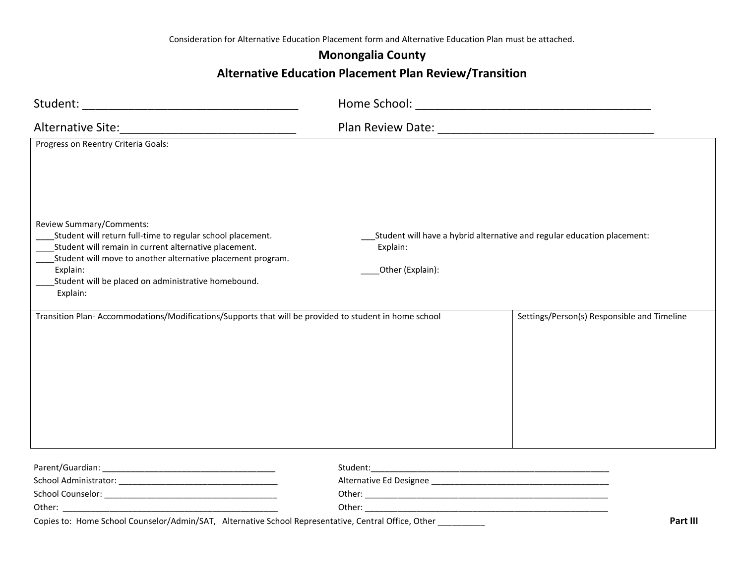Consideration for Alternative Education Placement form and Alternative Education Plan must be attached.

## Monongalia County

## Alternative Education Placement Plan Review/Transition

Student: ___________________________________ Home School: ______________________________________

Alternative Site:____________________________ Plan Review Date: __________________________________

Progress on Reentry Criteria Goals:

Review Summary/Comments:

____Student will return full-time to regular school placement.

____Student will remain in current alternative placement.

____Student will move to another alternative placement program.
Explain:

____Student will be placed on administrative homebound.
Explain:

___Student will have a hybrid alternative and regular education placement:
Explain:

____Other (Explain):

| Transition Plan- Accommodations/Modifications/Supports that will be provided to student in home school | Settings/Person(s) Responsible and Timeline |
|---|---|
| | |

Parent/Guardian: ______________________________________

School Administrator: ___________________________________

School Counselor: ______________________________________

Other: _______________________________________________

Student:______________________________________________________

Alternative Ed Designee ______________________________________

Other: _______________________________________________________

Other: _______________________________________________________

Copies to: Home School Counselor/Admin/SAT, Alternative School Representative, Central Office, Other __________

**Part III**